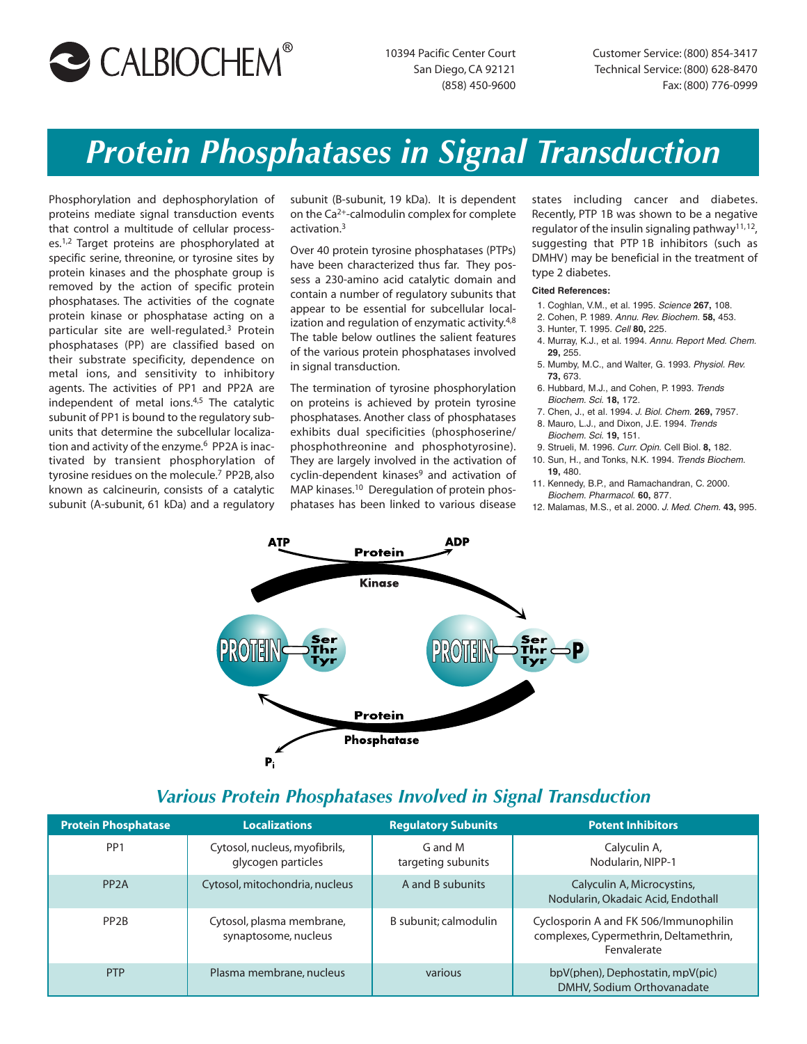CALBIOCHEM®

10394 Pacific Center Court
San Diego, CA 92121
(858) 450-9600

Customer Service: (800) 854-3417
Technical Service: (800) 628-8470
Fax: (800) 776-0999

# Protein Phosphatases in Signal Transduction

Phosphorylation and dephosphorylation of proteins mediate signal transduction events that control a multitude of cellular processes.[1,2] Target proteins are phosphorylated at specific serine, threonine, or tyrosine sites by protein kinases and the phosphate group is removed by the action of specific protein phosphatases. The activities of the cognate protein kinase or phosphatase acting on a particular site are well-regulated.[3] Protein phosphatases (PP) are classified based on their substrate specificity, dependence on metal ions, and sensitivity to inhibitory agents. The activities of PP1 and PP2A are independent of metal ions.[4,5] The catalytic subunit of PP1 is bound to the regulatory subunits that determine the subcellular localization and activity of the enzyme.[6] PP2A is inactivated by transient phosphorylation of tyrosine residues on the molecule.[7] PP2B, also known as calcineurin, consists of a catalytic subunit (A-subunit, 61 kDa) and a regulatory subunit (B-subunit, 19 kDa). It is dependent on the $Ca^{2+}$-calmodulin complex for complete activation.[3]

Over 40 protein tyrosine phosphatases (PTPs) have been characterized thus far. They possess a 230-amino acid catalytic domain and contain a number of regulatory subunits that appear to be essential for subcellular localization and regulation of enzymatic activity.[4,8] The table below outlines the salient features of the various protein phosphatases involved in signal transduction.

The termination of tyrosine phosphorylation on proteins is achieved by protein tyrosine phosphatases. Another class of phosphatases exhibits dual specificities (phosphoserine/phosphothreonine and phosphotyrosine). They are largely involved in the activation of cyclin-dependent kinases[9] and activation of MAP kinases.[10] Deregulation of protein phosphatases has been linked to various disease states including cancer and diabetes. Recently, PTP 1B was shown to be a negative regulator of the insulin signaling pathway[11,12], suggesting that PTP 1B inhibitors (such as DMHV) may be beneficial in the treatment of type 2 diabetes.

**Cited References:**

1. Coghlan, V.M., et al. 1995. *Science* **267,** 108.
2. Cohen, P. 1989. *Annu. Rev. Biochem.* **58,** 453.
3. Hunter, T. 1995. *Cell* **80,** 225.
4. Murray, K.J., et al. 1994. *Annu. Report Med. Chem.* **29,** 255.
5. Mumby, M.C., and Walter, G. 1993. *Physiol. Rev.* **73,** 673.
6. Hubbard, M.J., and Cohen, P. 1993. *Trends Biochem. Sci.* **18,** 172.
7. Chen, J., et al. 1994. *J. Biol. Chem.* **269,** 7957.
8. Mauro, L.J., and Dixon, J.E. 1994. *Trends Biochem. Sci.* **19,** 151.
9. Strueli, M. 1996. *Curr. Opin.* Cell Biol. **8,** 182.
10. Sun, H., and Tonks, N.K. 1994. *Trends Biochem.* **19,** 480.
11. Kennedy, B.P., and Ramachandran, C. 2000. *Biochem. Pharmacol.* **60,** 877.
12. Malamas, M.S., et al. 2000. *J. Med. Chem.* **43,** 995.

ATP → ADP (Protein Kinase)

PROTEIN — Ser/Thr/Tyr ⇄ PROTEIN — Ser/Thr/Tyr — P

$P_i$ (Protein Phosphatase)

## Various Protein Phosphatases Involved in Signal Transduction

| Protein Phosphatase | Localizations | Regulatory Subunits | Potent Inhibitors |
|---|---|---|---|
| PP1 | Cytosol, nucleus, myofibrils, glycogen particles | G and M targeting subunits | Calyculin A, Nodularin, NIPP-1 |
| PP2A | Cytosol, mitochondria, nucleus | A and B subunits | Calyculin A, Microcystins, Nodularin, Okadaic Acid, Endothall |
| PP2B | Cytosol, plasma membrane, synaptosome, nucleus | B subunit; calmodulin | Cyclosporin A and FK 506/Immunophilin complexes, Cypermethrin, Deltamethrin, Fenvalerate |
| PTP | Plasma membrane, nucleus | various | bpV(phen), Dephostatin, mpV(pic) DMHV, Sodium Orthovanadate |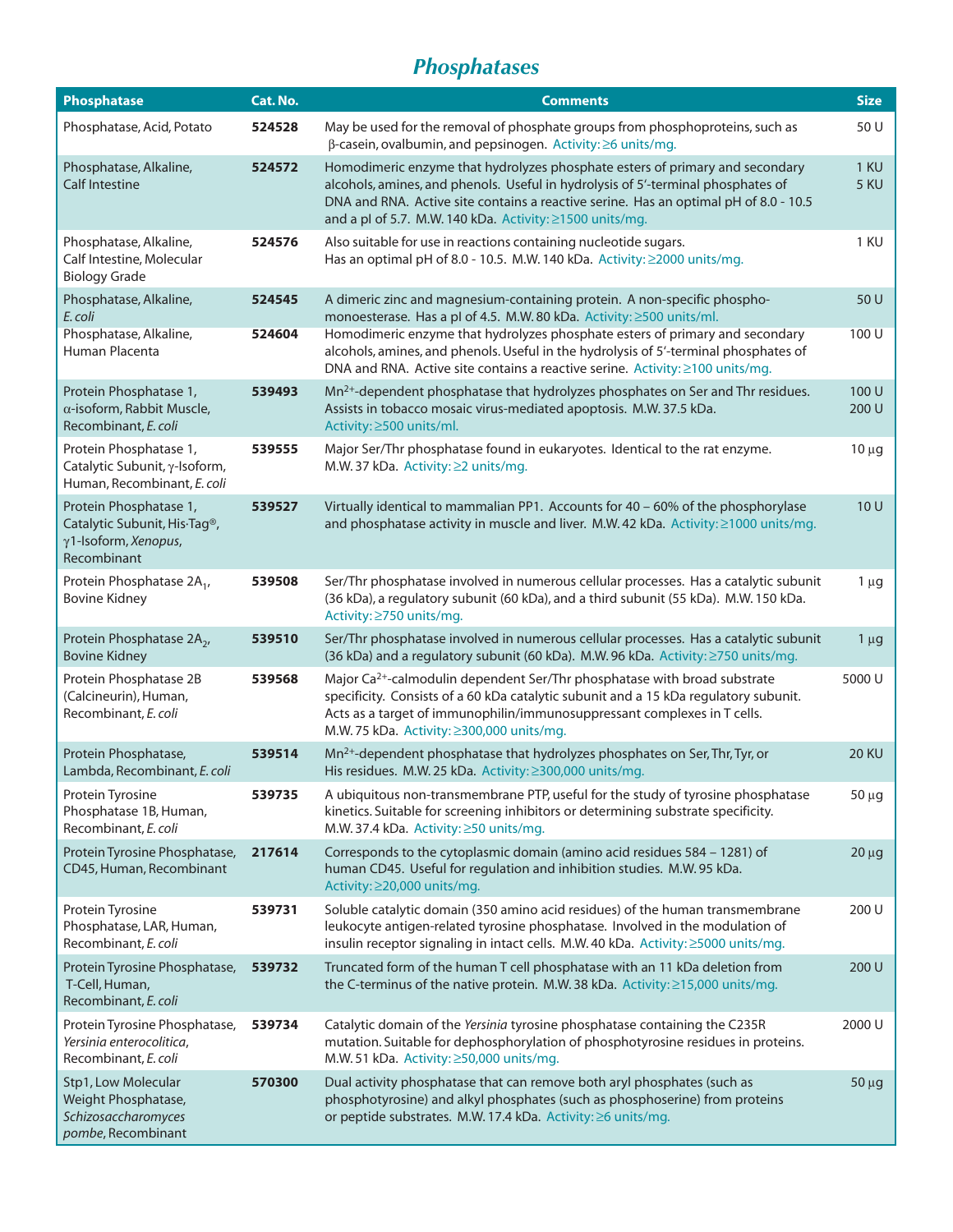# Phosphatases

| Phosphatase | Cat. No. | Comments | Size |
|---|---|---|---|
| Phosphatase, Acid, Potato | **524528** | May be used for the removal of phosphate groups from phosphoproteins, such as β-casein, ovalbumin, and pepsinogen. Activity: ≥6 units/mg. | 50 U |
| Phosphatase, Alkaline, Calf Intestine | **524572** | Homodimeric enzyme that hydrolyzes phosphate esters of primary and secondary alcohols, amines, and phenols. Useful in hydrolysis of 5′-terminal phosphates of DNA and RNA. Active site contains a reactive serine. Has an optimal pH of 8.0 - 10.5 and a pI of 5.7. M.W. 140 kDa. Activity: ≥1500 units/mg. | 1 KU<br>5 KU |
| Phosphatase, Alkaline, Calf Intestine, Molecular Biology Grade | **524576** | Also suitable for use in reactions containing nucleotide sugars. Has an optimal pH of 8.0 - 10.5. M.W. 140 kDa. Activity: ≥2000 units/mg. | 1 KU |
| Phosphatase, Alkaline, *E. coli* | **524545** | A dimeric zinc and magnesium-containing protein. A non-specific phosphomonoesterase. Has a pI of 4.5. M.W. 80 kDa. Activity: ≥500 units/ml. | 50 U |
| Phosphatase, Alkaline, Human Placenta | **524604** | Homodimeric enzyme that hydrolyzes phosphate esters of primary and secondary alcohols, amines, and phenols. Useful in the hydrolysis of 5′-terminal phosphates of DNA and RNA. Active site contains a reactive serine. Activity: ≥100 units/mg. | 100 U |
| Protein Phosphatase 1, α-isoform, Rabbit Muscle, Recombinant, *E. coli* | **539493** | $Mn^{2+}$-dependent phosphatase that hydrolyzes phosphates on Ser and Thr residues. Assists in tobacco mosaic virus-mediated apoptosis. M.W. 37.5 kDa. Activity: ≥500 units/ml. | 100 U<br>200 U |
| Protein Phosphatase 1, Catalytic Subunit, γ-Isoform, Human, Recombinant, *E. coli* | **539555** | Major Ser/Thr phosphatase found in eukaryotes. Identical to the rat enzyme. M.W. 37 kDa. Activity: ≥2 units/mg. | 10 µg |
| Protein Phosphatase 1, Catalytic Subunit, His·Tag®, γ1-Isoform, *Xenopus*, Recombinant | **539527** | Virtually identical to mammalian PP1. Accounts for 40 – 60% of the phosphorylase and phosphatase activity in muscle and liver. M.W. 42 kDa. Activity: ≥1000 units/mg. | 10 U |
| Protein Phosphatase $2A_1$, Bovine Kidney | **539508** | Ser/Thr phosphatase involved in numerous cellular processes. Has a catalytic subunit (36 kDa), a regulatory subunit (60 kDa), and a third subunit (55 kDa). M.W. 150 kDa. Activity: ≥750 units/mg. | 1 µg |
| Protein Phosphatase $2A_2$, Bovine Kidney | **539510** | Ser/Thr phosphatase involved in numerous cellular processes. Has a catalytic subunit (36 kDa) and a regulatory subunit (60 kDa). M.W. 96 kDa. Activity: ≥750 units/mg. | 1 µg |
| Protein Phosphatase 2B (Calcineurin), Human, Recombinant, *E. coli* | **539568** | Major $Ca^{2+}$-calmodulin dependent Ser/Thr phosphatase with broad substrate specificity. Consists of a 60 kDa catalytic subunit and a 15 kDa regulatory subunit. Acts as a target of immunophilin/immunosuppressant complexes in T cells. M.W. 75 kDa. Activity: ≥300,000 units/mg. | 5000 U |
| Protein Phosphatase, Lambda, Recombinant, *E. coli* | **539514** | $Mn^{2+}$-dependent phosphatase that hydrolyzes phosphates on Ser, Thr, Tyr, or His residues. M.W. 25 kDa. Activity: ≥300,000 units/mg. | 20 KU |
| Protein Tyrosine Phosphatase 1B, Human, Recombinant, *E. coli* | **539735** | A ubiquitous non-transmembrane PTP, useful for the study of tyrosine phosphatase kinetics. Suitable for screening inhibitors or determining substrate specificity. M.W. 37.4 kDa. Activity: ≥50 units/mg. | 50 µg |
| Protein Tyrosine Phosphatase, CD45, Human, Recombinant | **217614** | Corresponds to the cytoplasmic domain (amino acid residues 584 – 1281) of human CD45. Useful for regulation and inhibition studies. M.W. 95 kDa. Activity: ≥20,000 units/mg. | 20 µg |
| Protein Tyrosine Phosphatase, LAR, Human, Recombinant, *E. coli* | **539731** | Soluble catalytic domain (350 amino acid residues) of the human transmembrane leukocyte antigen-related tyrosine phosphatase. Involved in the modulation of insulin receptor signaling in intact cells. M.W. 40 kDa. Activity: ≥5000 units/mg. | 200 U |
| Protein Tyrosine Phosphatase, T-Cell, Human, Recombinant, *E. coli* | **539732** | Truncated form of the human T cell phosphatase with an 11 kDa deletion from the C-terminus of the native protein. M.W. 38 kDa. Activity: ≥15,000 units/mg. | 200 U |
| Protein Tyrosine Phosphatase, *Yersinia enterocolitica*, Recombinant, *E. coli* | **539734** | Catalytic domain of the *Yersinia* tyrosine phosphatase containing the C235R mutation. Suitable for dephosphorylation of phosphotyrosine residues in proteins. M.W. 51 kDa. Activity: ≥50,000 units/mg. | 2000 U |
| Stp1, Low Molecular Weight Phosphatase, *Schizosaccharomyces pombe*, Recombinant | **570300** | Dual activity phosphatase that can remove both aryl phosphates (such as phosphotyrosine) and alkyl phosphates (such as phosphoserine) from proteins or peptide substrates. M.W. 17.4 kDa. Activity: ≥6 units/mg. | 50 µg |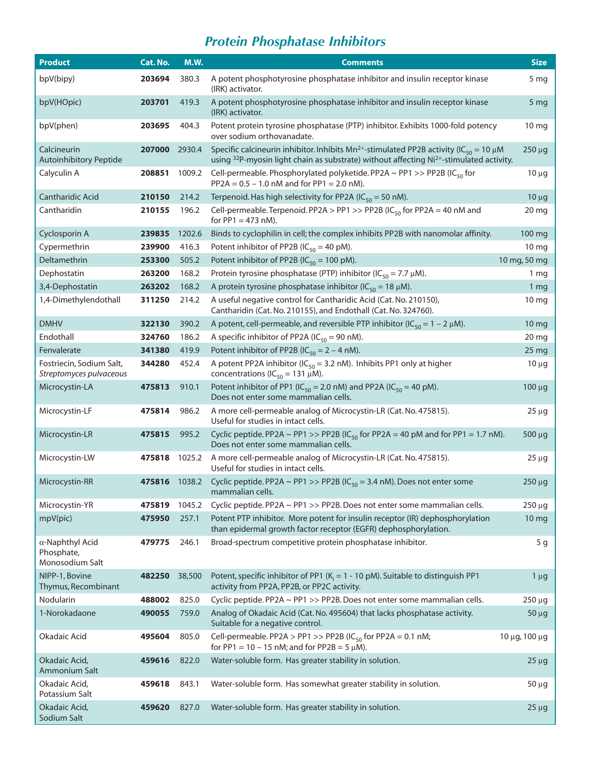# Protein Phosphatase Inhibitors

| Product | Cat. No. | M.W. | Comments | Size |
|---|---|---|---|---|
| bpV(bipy) | **203694** | 380.3 | A potent phosphotyrosine phosphatase inhibitor and insulin receptor kinase (IRK) activator. | 5 mg |
| bpV(HOpic) | **203701** | 419.3 | A potent phosphotyrosine phosphatase inhibitor and insulin receptor kinase (IRK) activator. | 5 mg |
| bpV(phen) | **203695** | 404.3 | Potent protein tyrosine phosphatase (PTP) inhibitor. Exhibits 1000-fold potency over sodium orthovanadate. | 10 mg |
| Calcineurin Autoinhibitory Peptide | **207000** | 2930.4 | Specific calcineurin inhibitor. Inhibits $Mn^{2+}$-stimulated PP2B activity ($IC_{50}$ = 10 µM using $^{32}P$-myosin light chain as substrate) without affecting $Ni^{2+}$-stimulated activity. | 250 µg |
| Calyculin A | **208851** | 1009.2 | Cell-permeable. Phosphorylated polyketide. PP2A ~ PP1 >> PP2B ($IC_{50}$ for PP2A = 0.5 – 1.0 nM and for PP1 = 2.0 nM). | 10 µg |
| Cantharidic Acid | **210150** | 214.2 | Terpenoid. Has high selectivity for PP2A ($IC_{50}$ = 50 nM). | 10 µg |
| Cantharidin | **210155** | 196.2 | Cell-permeable. Terpenoid. PP2A > PP1 >> PP2B ($IC_{50}$ for PP2A = 40 nM and for PP1 = 473 nM). | 20 mg |
| Cyclosporin A | **239835** | 1202.6 | Binds to cyclophilin in cell; the complex inhibits PP2B with nanomolar affinity. | 100 mg |
| Cypermethrin | **239900** | 416.3 | Potent inhibitor of PP2B ($IC_{50}$ = 40 pM). | 10 mg |
| Deltamethrin | **253300** | 505.2 | Potent inhibitor of PP2B ($IC_{50}$ = 100 pM). | 10 mg, 50 mg |
| Dephostatin | **263200** | 168.2 | Protein tyrosine phosphatase (PTP) inhibitor ($IC_{50}$ = 7.7 µM). | 1 mg |
| 3,4-Dephostatin | **263202** | 168.2 | A protein tyrosine phosphatase inhibitor ($IC_{50}$ = 18 µM). | 1 mg |
| 1,4-Dimethylendothall | **311250** | 214.2 | A useful negative control for Cantharidic Acid (Cat. No. 210150), Cantharidin (Cat. No. 210155), and Endothall (Cat. No. 324760). | 10 mg |
| DMHV | **322130** | 390.2 | A potent, cell-permeable, and reversible PTP inhibitor ($IC_{50}$ = 1 – 2 µM). | 10 mg |
| Endothall | **324760** | 186.2 | A specific inhibitor of PP2A ($IC_{50}$ = 90 nM). | 20 mg |
| Fenvalerate | **341380** | 419.9 | Potent inhibitor of PP2B ($IC_{50}$ = 2 – 4 nM). | 25 mg |
| Fostriecin, Sodium Salt, *Streptomyces pulvaceous* | **344280** | 452.4 | A potent PP2A inhibitor ($IC_{50}$ = 3.2 nM). Inhibits PP1 only at higher concentrations ($IC_{50}$ = 131 µM). | 10 µg |
| Microcystin-LA | **475813** | 910.1 | Potent inhibitor of PP1 ($IC_{50}$ = 2.0 nM) and PP2A ($IC_{50}$ = 40 pM). Does not enter some mammalian cells. | 100 µg |
| Microcystin-LF | **475814** | 986.2 | A more cell-permeable analog of Microcystin-LR (Cat. No. 475815). Useful for studies in intact cells. | 25 µg |
| Microcystin-LR | **475815** | 995.2 | Cyclic peptide. PP2A ~ PP1 >> PP2B ($IC_{50}$ for PP2A = 40 pM and for PP1 = 1.7 nM). Does not enter some mammalian cells. | 500 µg |
| Microcystin-LW | **475818** | 1025.2 | A more cell-permeable analog of Microcystin-LR (Cat. No. 475815). Useful for studies in intact cells. | 25 µg |
| Microcystin-RR | **475816** | 1038.2 | Cyclic peptide. PP2A ~ PP1 >> PP2B ($IC_{50}$ = 3.4 nM). Does not enter some mammalian cells. | 250 µg |
| Microcystin-YR | **475819** | 1045.2 | Cyclic peptide. PP2A ~ PP1 >> PP2B. Does not enter some mammalian cells. | 250 µg |
| mpV(pic) | **475950** | 257.1 | Potent PTP inhibitor. More potent for insulin receptor (IR) dephosphorylation than epidermal growth factor receptor (EGFR) dephosphorylation. | 10 mg |
| α-Naphthyl Acid Phosphate, Monosodium Salt | **479775** | 246.1 | Broad-spectrum competitive protein phosphatase inhibitor. | 5 g |
| NIPP-1, Bovine Thymus, Recombinant | **482250** | 38,500 | Potent, specific inhibitor of PP1 ($K_i$ = 1 - 10 pM). Suitable to distinguish PP1 activity from PP2A, PP2B, or PP2C activity. | 1 µg |
| Nodularin | **488002** | 825.0 | Cyclic peptide. PP2A ~ PP1 >> PP2B. Does not enter some mammalian cells. | 250 µg |
| 1-Norokadaone | **490055** | 759.0 | Analog of Okadaic Acid (Cat. No. 495604) that lacks phosphatase activity. Suitable for a negative control. | 50 µg |
| Okadaic Acid | **495604** | 805.0 | Cell-permeable. PP2A > PP1 >> PP2B ($IC_{50}$ for PP2A = 0.1 nM; for PP1 = 10 – 15 nM; and for PP2B = 5 µM). | 10 µg, 100 µg |
| Okadaic Acid, Ammonium Salt | **459616** | 822.0 | Water-soluble form. Has greater stability in solution. | 25 µg |
| Okadaic Acid, Potassium Salt | **459618** | 843.1 | Water-soluble form. Has somewhat greater stability in solution. | 50 µg |
| Okadaic Acid, Sodium Salt | **459620** | 827.0 | Water-soluble form. Has greater stability in solution. | 25 µg |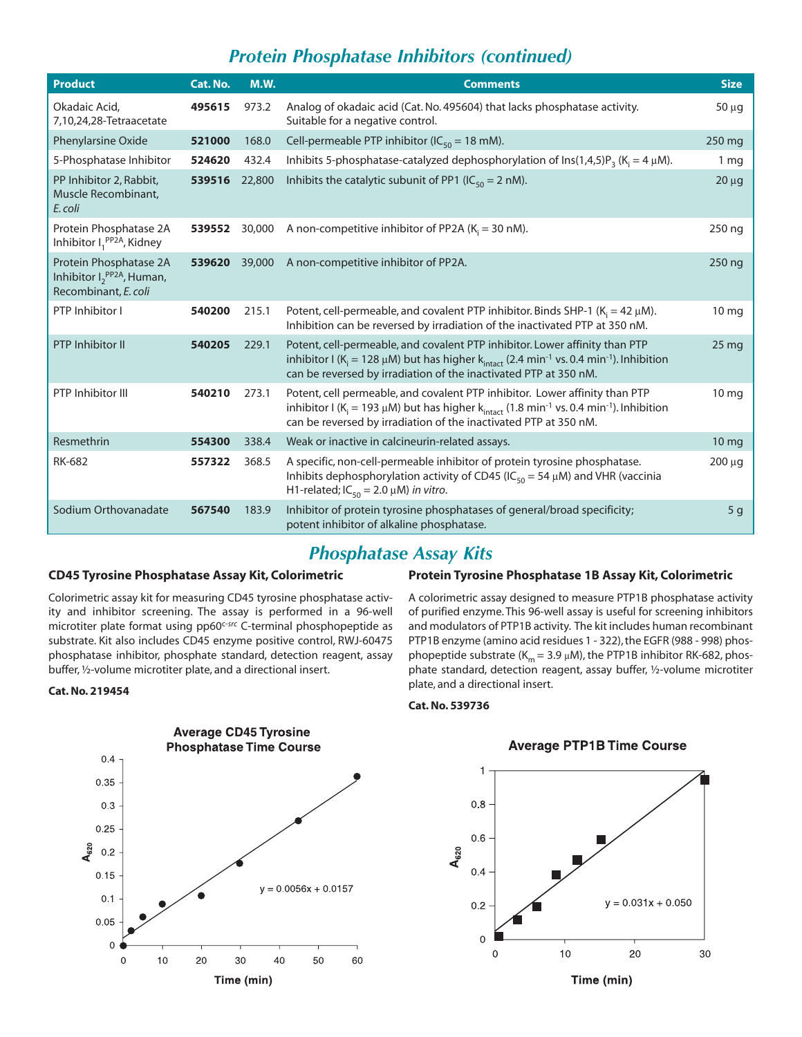## Protein Phosphatase Inhibitors (continued)

| Product | Cat. No. | M.W. | Comments | Size |
|---|---|---|---|---|
| Okadaic Acid, 7,10,24,28-Tetraacetate | **495615** | 973.2 | Analog of okadaic acid (Cat. No. 495604) that lacks phosphatase activity. Suitable for a negative control. | 50 µg |
| Phenylarsine Oxide | **521000** | 168.0 | Cell-permeable PTP inhibitor ($IC_{50}$ = 18 mM). | 250 mg |
| 5-Phosphatase Inhibitor | **524620** | 432.4 | Inhibits 5-phosphatase-catalyzed dephosphorylation of Ins(1,4,5)$P_3$ ($K_i$ = 4 µM). | 1 mg |
| PP Inhibitor 2, Rabbit, Muscle Recombinant, *E. coli* | **539516** | 22,800 | Inhibits the catalytic subunit of PP1 ($IC_{50}$ = 2 nM). | 20 µg |
| Protein Phosphatase 2A Inhibitor $I_1^{PP2A}$, Kidney | **539552** | 30,000 | A non-competitive inhibitor of PP2A ($K_i$ = 30 nM). | 250 ng |
| Protein Phosphatase 2A Inhibitor $I_2^{PP2A}$, Human, Recombinant, *E. coli* | **539620** | 39,000 | A non-competitive inhibitor of PP2A. | 250 ng |
| PTP Inhibitor I | **540200** | 215.1 | Potent, cell-permeable, and covalent PTP inhibitor. Binds SHP-1 ($K_i$ = 42 µM). Inhibition can be reversed by irradiation of the inactivated PTP at 350 nM. | 10 mg |
| PTP Inhibitor II | **540205** | 229.1 | Potent, cell-permeable, and covalent PTP inhibitor. Lower affinity than PTP inhibitor I ($K_i$ = 128 µM) but has higher $k_{intact}$ (2.4 $min^{-1}$ vs. 0.4 $min^{-1}$). Inhibition can be reversed by irradiation of the inactivated PTP at 350 nM. | 25 mg |
| PTP Inhibitor III | **540210** | 273.1 | Potent, cell permeable, and covalent PTP inhibitor. Lower affinity than PTP inhibitor I ($K_i$ = 193 µM) but has higher $k_{intact}$ (1.8 $min^{-1}$ vs. 0.4 $min^{-1}$). Inhibition can be reversed by irradiation of the inactivated PTP at 350 nM. | 10 mg |
| Resmethrin | **554300** | 338.4 | Weak or inactive in calcineurin-related assays. | 10 mg |
| RK-682 | **557322** | 368.5 | A specific, non-cell-permeable inhibitor of protein tyrosine phosphatase. Inhibits dephosphorylation activity of CD45 ($IC_{50}$ = 54 µM) and VHR (vaccinia H1-related; $IC_{50}$ = 2.0 µM) *in vitro*. | 200 µg |
| Sodium Orthovanadate | **567540** | 183.9 | Inhibitor of protein tyrosine phosphatases of general/broad specificity; potent inhibitor of alkaline phosphatase. | 5 g |

## Phosphatase Assay Kits

### CD45 Tyrosine Phosphatase Assay Kit, Colorimetric

Colorimetric assay kit for measuring CD45 tyrosine phosphatase activity and inhibitor screening. The assay is performed in a 96-well microtiter plate format using pp60$^{c\text{-}src}$ C-terminal phosphopeptide as substrate. Kit also includes CD45 enzyme positive control, RWJ-60475 phosphatase inhibitor, phosphate standard, detection reagent, assay buffer, ½-volume microtiter plate, and a directional insert.

**Cat. No. 219454**

**Average CD45 Tyrosine Phosphatase Time Course**

y = 0.0056x + 0.0157 ($A_{620}$ vs. Time (min))

### Protein Tyrosine Phosphatase 1B Assay Kit, Colorimetric

A colorimetric assay designed to measure PTP1B phosphatase activity of purified enzyme. This 96-well assay is useful for screening inhibitors and modulators of PTP1B activity. The kit includes human recombinant PTP1B enzyme (amino acid residues 1 - 322), the EGFR (988 - 998) phosphopeptide substrate ($K_m$ = 3.9 µM), the PTP1B inhibitor RK-682, phosphate standard, detection reagent, assay buffer, ½-volume microtiter plate, and a directional insert.

**Cat. No. 539736**

**Average PTP1B Time Course**

y = 0.031x + 0.050 ($A_{620}$ vs. Time (min))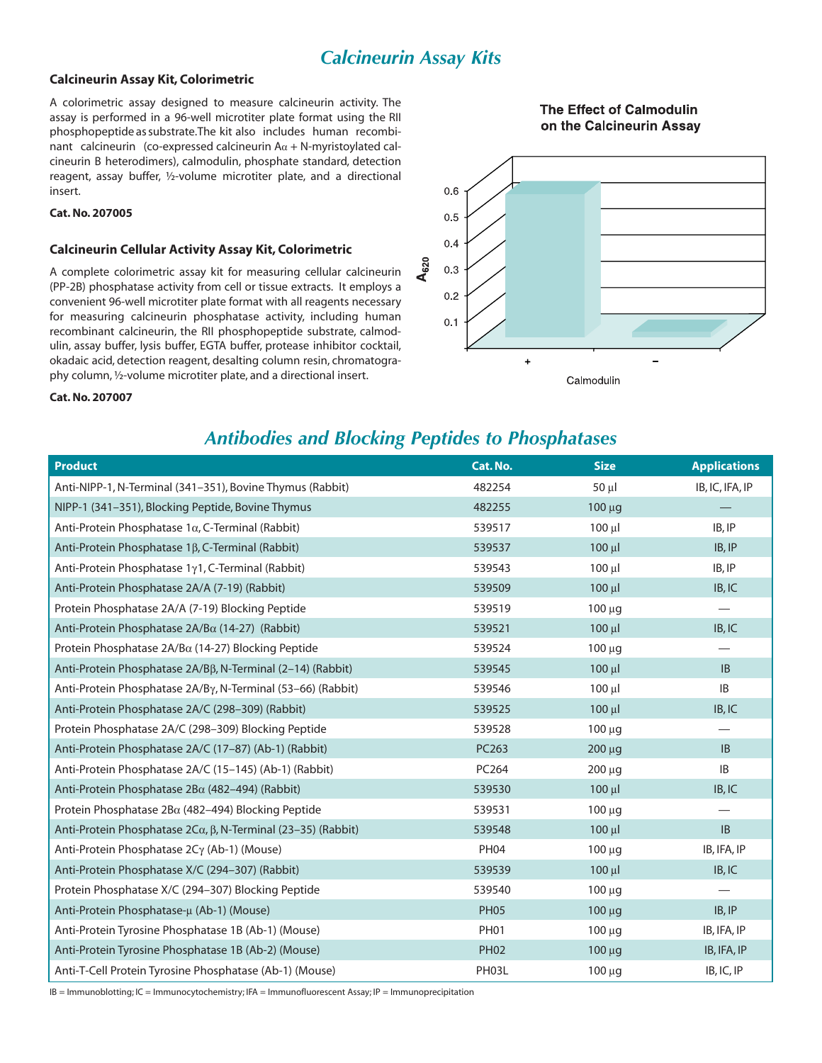# Calcineurin Assay Kits

### Calcineurin Assay Kit, Colorimetric

A colorimetric assay designed to measure calcineurin activity. The assay is performed in a 96-well microtiter plate format using the RII phosphopeptide as substrate. The kit also includes human recombinant calcineurin (co-expressed calcineurin Aα + N-myristoylated calcineurin B heterodimers), calmodulin, phosphate standard, detection reagent, assay buffer, ½-volume microtiter plate, and a directional insert.

**Cat. No. 207005**

### Calcineurin Cellular Activity Assay Kit, Colorimetric

A complete colorimetric assay kit for measuring cellular calcineurin (PP-2B) phosphatase activity from cell or tissue extracts. It employs a convenient 96-well microtiter plate format with all reagents necessary for measuring calcineurin phosphatase activity, including human recombinant calcineurin, the RII phosphopeptide substrate, calmodulin, assay buffer, lysis buffer, EGTA buffer, protease inhibitor cocktail, okadaic acid, detection reagent, desalting column resin, chromatography column, ½-volume microtiter plate, and a directional insert.

**Cat. No. 207007**

**The Effect of Calmodulin on the Calcineurin Assay**

# Antibodies and Blocking Peptides to Phosphatases

| Product | Cat. No. | Size | Applications |
|---|---|---|---|
| Anti-NIPP-1, N-Terminal (341–351), Bovine Thymus (Rabbit) | 482254 | 50 µl | IB, IC, IFA, IP |
| NIPP-1 (341–351), Blocking Peptide, Bovine Thymus | 482255 | 100 µg | — |
| Anti-Protein Phosphatase 1α, C-Terminal (Rabbit) | 539517 | 100 µl | IB, IP |
| Anti-Protein Phosphatase 1β, C-Terminal (Rabbit) | 539537 | 100 µl | IB, IP |
| Anti-Protein Phosphatase 1γ1, C-Terminal (Rabbit) | 539543 | 100 µl | IB, IP |
| Anti-Protein Phosphatase 2A/A (7-19) (Rabbit) | 539509 | 100 µl | IB, IC |
| Protein Phosphatase 2A/A (7-19) Blocking Peptide | 539519 | 100 µg | — |
| Anti-Protein Phosphatase 2A/Bα (14-27) (Rabbit) | 539521 | 100 µl | IB, IC |
| Protein Phosphatase 2A/Bα (14-27) Blocking Peptide | 539524 | 100 µg | — |
| Anti-Protein Phosphatase 2A/Bβ, N-Terminal (2–14) (Rabbit) | 539545 | 100 µl | IB |
| Anti-Protein Phosphatase 2A/Bγ, N-Terminal (53–66) (Rabbit) | 539546 | 100 µl | IB |
| Anti-Protein Phosphatase 2A/C (298–309) (Rabbit) | 539525 | 100 µl | IB, IC |
| Protein Phosphatase 2A/C (298–309) Blocking Peptide | 539528 | 100 µg | — |
| Anti-Protein Phosphatase 2A/C (17–87) (Ab-1) (Rabbit) | PC263 | 200 µg | IB |
| Anti-Protein Phosphatase 2A/C (15–145) (Ab-1) (Rabbit) | PC264 | 200 µg | IB |
| Anti-Protein Phosphatase 2Bα (482–494) (Rabbit) | 539530 | 100 µl | IB, IC |
| Protein Phosphatase 2Bα (482–494) Blocking Peptide | 539531 | 100 µg | — |
| Anti-Protein Phosphatase 2Cα, β, N-Terminal (23–35) (Rabbit) | 539548 | 100 µl | IB |
| Anti-Protein Phosphatase 2Cγ (Ab-1) (Mouse) | PH04 | 100 µg | IB, IFA, IP |
| Anti-Protein Phosphatase X/C (294–307) (Rabbit) | 539539 | 100 µl | IB, IC |
| Protein Phosphatase X/C (294–307) Blocking Peptide | 539540 | 100 µg | — |
| Anti-Protein Phosphatase-µ (Ab-1) (Mouse) | PH05 | 100 µg | IB, IP |
| Anti-Protein Tyrosine Phosphatase 1B (Ab-1) (Mouse) | PH01 | 100 µg | IB, IFA, IP |
| Anti-Protein Tyrosine Phosphatase 1B (Ab-2) (Mouse) | PH02 | 100 µg | IB, IFA, IP |
| Anti-T-Cell Protein Tyrosine Phosphatase (Ab-1) (Mouse) | PH03L | 100 µg | IB, IC, IP |

IB = Immunoblotting; IC = Immunocytochemistry; IFA = Immunofluorescent Assay; IP = Immunoprecipitation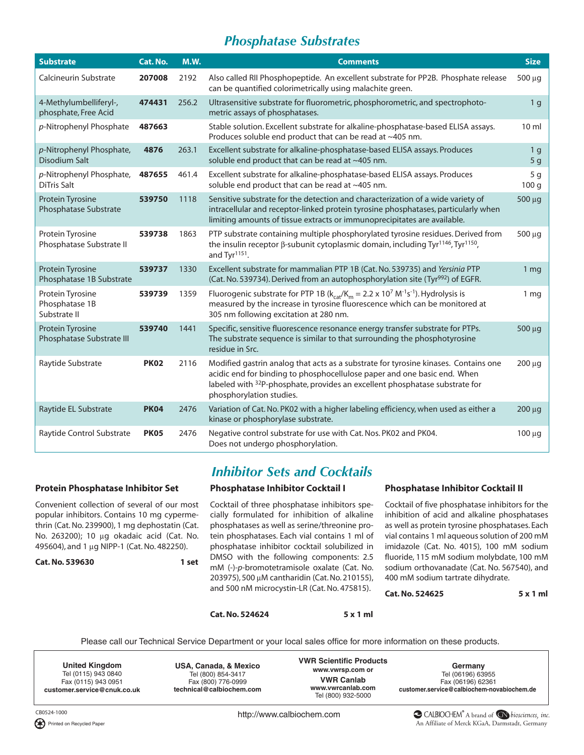## Phosphatase Substrates

| Substrate | Cat. No. | M.W. | Comments | Size |
|---|---|---|---|---|
| Calcineurin Substrate | **207008** | 2192 | Also called RII Phosphopeptide. An excellent substrate for PP2B. Phosphate release can be quantified colorimetrically using malachite green. | 500 µg |
| 4-Methylumbelliferyl-, phosphate, Free Acid | **474431** | 256.2 | Ultrasensitive substrate for fluorometric, phosphorometric, and spectrophotometric assays of phosphatases. | 1 g |
| *p*-Nitrophenyl Phosphate | **487663** | | Stable solution. Excellent substrate for alkaline-phosphatase-based ELISA assays. Produces soluble end product that can be read at ~405 nm. | 10 ml |
| *p*-Nitrophenyl Phosphate, Disodium Salt | **4876** | 263.1 | Excellent substrate for alkaline-phosphatase-based ELISA assays. Produces soluble end product that can be read at ~405 nm. | 1 g<br>5 g |
| *p*-Nitrophenyl Phosphate, DiTris Salt | **487655** | 461.4 | Excellent substrate for alkaline-phosphatase-based ELISA assays. Produces soluble end product that can be read at ~405 nm. | 5 g<br>100 g |
| Protein Tyrosine Phosphatase Substrate | **539750** | 1118 | Sensitive substrate for the detection and characterization of a wide variety of intracellular and receptor-linked protein tyrosine phosphatases, particularly when limiting amounts of tissue extracts or immunoprecipitates are available. | 500 µg |
| Protein Tyrosine Phosphatase Substrate II | **539738** | 1863 | PTP substrate containing multiple phosphorylated tyrosine residues. Derived from the insulin receptor β-subunit cytoplasmic domain, including $Tyr^{1146}$, $Tyr^{1150}$, and $Tyr^{1151}$. | 500 µg |
| Protein Tyrosine Phosphatase 1B Substrate | **539737** | 1330 | Excellent substrate for mammalian PTP 1B (Cat. No. 539735) and *Yersinia* PTP (Cat. No. 539734). Derived from an autophosphorylation site ($Tyr^{992}$) of EGFR. | 1 mg |
| Protein Tyrosine Phosphatase 1B Substrate II | **539739** | 1359 | Fluorogenic substrate for PTP 1B ($k_{cat}/K_m = 2.2 \times 10^7\ M^{-1}s^{-1}$). Hydrolysis is measured by the increase in tyrosine fluorescence which can be monitored at 305 nm following excitation at 280 nm. | 1 mg |
| Protein Tyrosine Phosphatase Substrate III | **539740** | 1441 | Specific, sensitive fluorescence resonance energy transfer substrate for PTPs. The substrate sequence is similar to that surrounding the phosphotyrosine residue in Src. | 500 µg |
| Raytide Substrate | **PK02** | 2116 | Modified gastrin analog that acts as a substrate for tyrosine kinases. Contains one acidic end for binding to phosphocellulose paper and one basic end. When labeled with $^{32}P$-phosphate, provides an excellent phosphatase substrate for phosphorylation studies. | 200 µg |
| Raytide EL Substrate | **PK04** | 2476 | Variation of Cat. No. PK02 with a higher labeling efficiency, when used as either a kinase or phosphorylase substrate. | 200 µg |
| Raytide Control Substrate | **PK05** | 2476 | Negative control substrate for use with Cat. Nos. PK02 and PK04. Does not undergo phosphorylation. | 100 µg |

## Inhibitor Sets and Cocktails

### Protein Phosphatase Inhibitor Set

Convenient collection of several of our most popular inhibitors. Contains 10 mg cypermethrin (Cat. No. 239900), 1 mg dephostatin (Cat. No. 263200); 10 µg okadaic acid (Cat. No. 495604), and 1 µg NIPP-1 (Cat. No. 482250).

**Cat. No. 539630** **1 set**

### Phosphatase Inhibitor Cocktail I

Cocktail of three phosphatase inhibitors specially formulated for inhibition of alkaline phosphatases as well as serine/threonine protein phosphatases. Each vial contains 1 ml of phosphatase inhibitor cocktail solubilized in DMSO with the following components: 2.5 mM (-)-*p*-bromotetramisole oxalate (Cat. No. 203975), 500 µM cantharidin (Cat. No. 210155), and 500 nM microcystin-LR (Cat. No. 475815).

**Cat. No. 524624** **5 x 1 ml**

### Phosphatase Inhibitor Cocktail II

Cocktail of five phosphatase inhibitors for the inhibition of acid and alkaline phosphatases as well as protein tyrosine phosphatases. Each vial contains 1 ml aqueous solution of 200 mM imidazole (Cat. No. 4015), 100 mM sodium fluoride, 115 mM sodium molybdate, 100 mM sodium orthovanadate (Cat. No. 567540), and 400 mM sodium tartrate dihydrate.

**Cat. No. 524625** **5 x 1 ml**

Please call our Technical Service Department or your local sales office for more information on these products.

**United Kingdom**
Tel (0115) 943 0840
Fax (0115) 943 0951
**customer.service@cnuk.co.uk**

**USA, Canada, & Mexico**
Tel (800) 854-3417
Fax (800) 776-0999
**technical@calbiochem.com**

**VWR Scientific Products**
**www.vwrsp.com or**
**VWR Canlab**
**www.vwrcanlab.com**
Tel (800) 932-5000

**Germany**
Tel (06196) 63955
Fax (06196) 62361
**customer.service@calbiochem-novabiochem.de**

CB0524-1000

Printed on Recycled Paper

http://www.calbiochem.com

CALBIOCHEM® A brand of CN biosciences, inc.
An Affiliate of Merck KGaA, Darmstadt, Germany